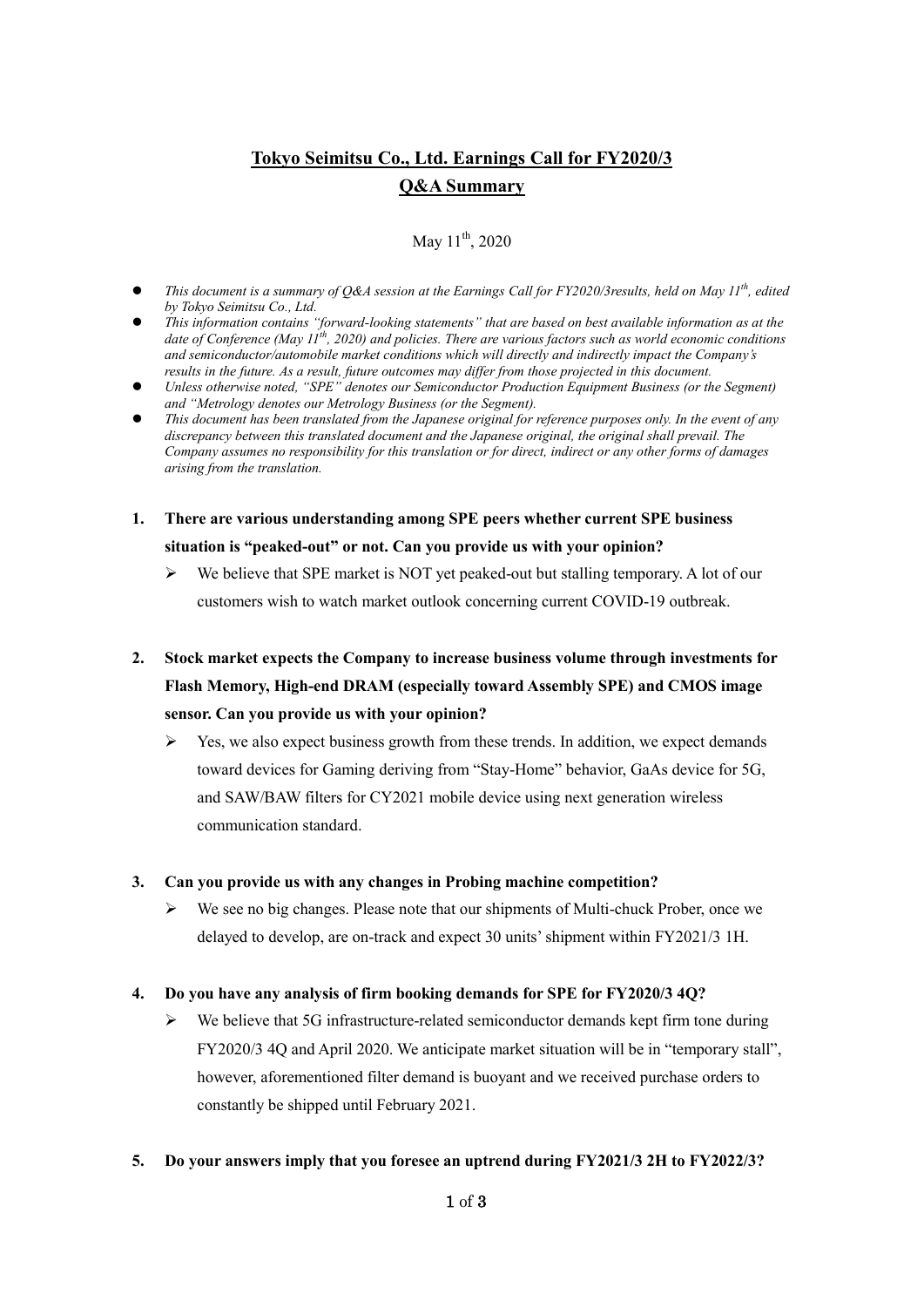# Tokyo Seimitsu Co., Ltd. Earnings Call for FY2020/3
## Q&A Summary

May 11th, 2020

- *This document is a summary of Q&A session at the Earnings Call for FY2020/3results, held on May 11th, edited by Tokyo Seimitsu Co., Ltd.*
- *This information contains "forward-looking statements" that are based on best available information as at the date of Conference (May 11th, 2020) and policies. There are various factors such as world economic conditions and semiconductor/automobile market conditions which will directly and indirectly impact the Company's results in the future. As a result, future outcomes may differ from those projected in this document.*
- *Unless otherwise noted, "SPE" denotes our Semiconductor Production Equipment Business (or the Segment) and "Metrology denotes our Metrology Business (or the Segment).*
- *This document has been translated from the Japanese original for reference purposes only. In the event of any discrepancy between this translated document and the Japanese original, the original shall prevail. The Company assumes no responsibility for this translation or for direct, indirect or any other forms of damages arising from the translation.*

1. **There are various understanding among SPE peers whether current SPE business situation is "peaked-out" or not. Can you provide us with your opinion?**
   - We believe that SPE market is NOT yet peaked-out but stalling temporary. A lot of our customers wish to watch market outlook concerning current COVID-19 outbreak.

2. **Stock market expects the Company to increase business volume through investments for Flash Memory, High-end DRAM (especially toward Assembly SPE) and CMOS image sensor. Can you provide us with your opinion?**
   - Yes, we also expect business growth from these trends. In addition, we expect demands toward devices for Gaming deriving from "Stay-Home" behavior, GaAs device for 5G, and SAW/BAW filters for CY2021 mobile device using next generation wireless communication standard.

3. **Can you provide us with any changes in Probing machine competition?**
   - We see no big changes. Please note that our shipments of Multi-chuck Prober, once we delayed to develop, are on-track and expect 30 units' shipment within FY2021/3 1H.

4. **Do you have any analysis of firm booking demands for SPE for FY2020/3 4Q?**
   - We believe that 5G infrastructure-related semiconductor demands kept firm tone during FY2020/3 4Q and April 2020. We anticipate market situation will be in "temporary stall", however, aforementioned filter demand is buoyant and we received purchase orders to constantly be shipped until February 2021.

5. **Do your answers imply that you foresee an uptrend during FY2021/3 2H to FY2022/3?**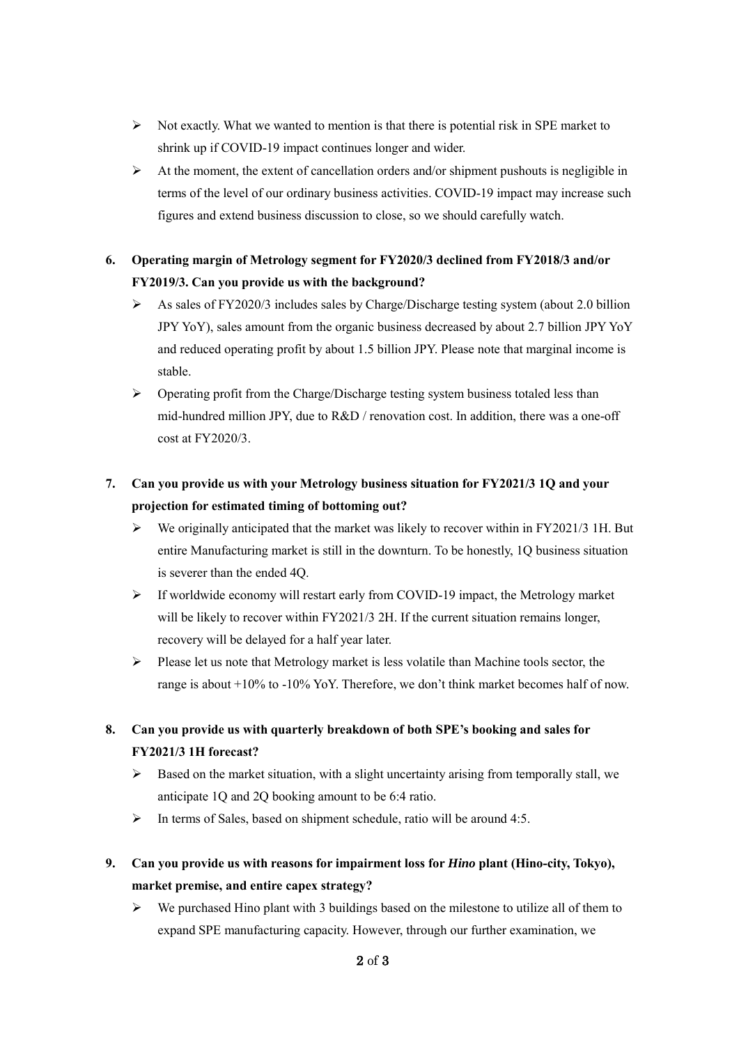- Not exactly. What we wanted to mention is that there is potential risk in SPE market to shrink up if COVID-19 impact continues longer and wider.
- At the moment, the extent of cancellation orders and/or shipment pushouts is negligible in terms of the level of our ordinary business activities. COVID-19 impact may increase such figures and extend business discussion to close, so we should carefully watch.

**6. Operating margin of Metrology segment for FY2020/3 declined from FY2018/3 and/or FY2019/3. Can you provide us with the background?**

- As sales of FY2020/3 includes sales by Charge/Discharge testing system (about 2.0 billion JPY YoY), sales amount from the organic business decreased by about 2.7 billion JPY YoY and reduced operating profit by about 1.5 billion JPY. Please note that marginal income is stable.
- Operating profit from the Charge/Discharge testing system business totaled less than mid-hundred million JPY, due to R&D / renovation cost. In addition, there was a one-off cost at FY2020/3.

**7. Can you provide us with your Metrology business situation for FY2021/3 1Q and your projection for estimated timing of bottoming out?**

- We originally anticipated that the market was likely to recover within in FY2021/3 1H. But entire Manufacturing market is still in the downturn. To be honestly, 1Q business situation is severer than the ended 4Q.
- If worldwide economy will restart early from COVID-19 impact, the Metrology market will be likely to recover within FY2021/3 2H. If the current situation remains longer, recovery will be delayed for a half year later.
- Please let us note that Metrology market is less volatile than Machine tools sector, the range is about +10% to -10% YoY. Therefore, we don't think market becomes half of now.

**8. Can you provide us with quarterly breakdown of both SPE's booking and sales for FY2021/3 1H forecast?**

- Based on the market situation, with a slight uncertainty arising from temporally stall, we anticipate 1Q and 2Q booking amount to be 6:4 ratio.
- In terms of Sales, based on shipment schedule, ratio will be around 4:5.

**9. Can you provide us with reasons for impairment loss for *Hino* plant (Hino-city, Tokyo), market premise, and entire capex strategy?**

- We purchased Hino plant with 3 buildings based on the milestone to utilize all of them to expand SPE manufacturing capacity. However, through our further examination, we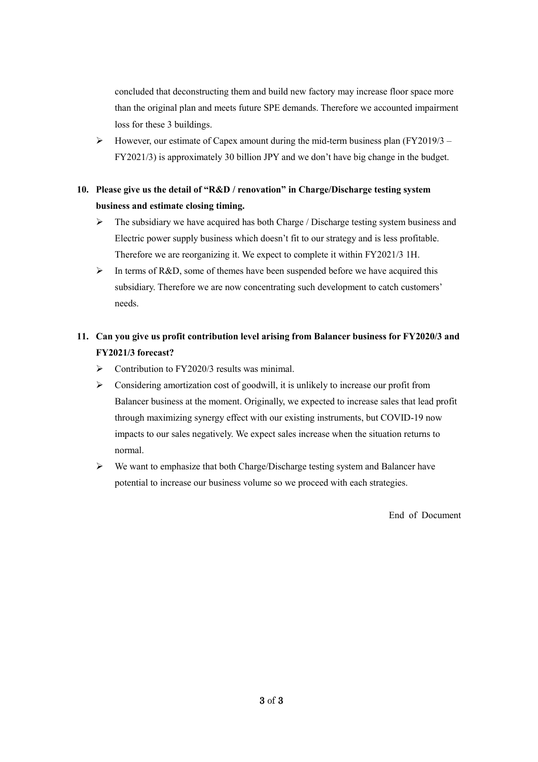concluded that deconstructing them and build new factory may increase floor space more than the original plan and meets future SPE demands. Therefore we accounted impairment loss for these 3 buildings.

- However, our estimate of Capex amount during the mid-term business plan (FY2019/3 – FY2021/3) is approximately 30 billion JPY and we don't have big change in the budget.

**10. Please give us the detail of "R&D / renovation" in Charge/Discharge testing system business and estimate closing timing.**

- The subsidiary we have acquired has both Charge / Discharge testing system business and Electric power supply business which doesn't fit to our strategy and is less profitable. Therefore we are reorganizing it. We expect to complete it within FY2021/3 1H.
- In terms of R&D, some of themes have been suspended before we have acquired this subsidiary. Therefore we are now concentrating such development to catch customers' needs.

**11. Can you give us profit contribution level arising from Balancer business for FY2020/3 and FY2021/3 forecast?**

- Contribution to FY2020/3 results was minimal.
- Considering amortization cost of goodwill, it is unlikely to increase our profit from Balancer business at the moment. Originally, we expected to increase sales that lead profit through maximizing synergy effect with our existing instruments, but COVID-19 now impacts to our sales negatively. We expect sales increase when the situation returns to normal.
- We want to emphasize that both Charge/Discharge testing system and Balancer have potential to increase our business volume so we proceed with each strategies.

End of Document